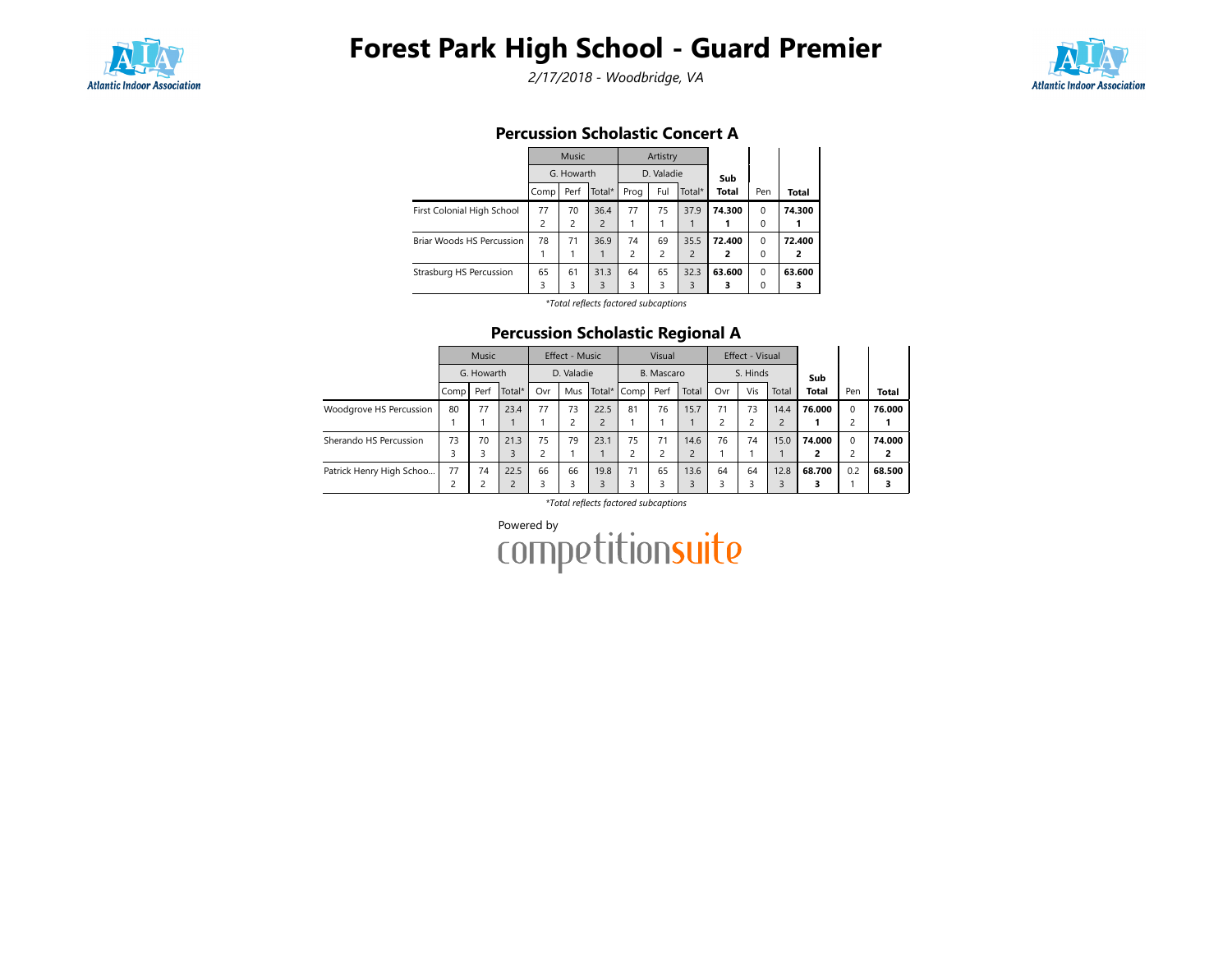# Forest Park High School - Guard Premier

*2/17/2018 - Woodbridge, VA*

## Percussion Scholastic Concert A

| | Music | | | Artistry | | | Sub Total | Pen | Total |
|---|---|---|---|---|---|---|---|---|---|
| | G. Howarth | | | D. Valadie | | | | | |
| | Comp | Perf | Total* | Prog | Ful | Total* | | | |
| First Colonial High School | 77<br>2 | 70<br>2 | 36.4<br>2 | 77<br>1 | 75<br>1 | 37.9<br>1 | **74.300**<br>**1** | 0<br>0 | **74.300**<br>**1** |
| Briar Woods HS Percussion | 78<br>1 | 71<br>1 | 36.9<br>1 | 74<br>2 | 69<br>2 | 35.5<br>2 | **72.400**<br>**2** | 0<br>0 | **72.400**<br>**2** |
| Strasburg HS Percussion | 65<br>3 | 61<br>3 | 31.3<br>3 | 64<br>3 | 65<br>3 | 32.3<br>3 | **63.600**<br>**3** | 0<br>0 | **63.600**<br>**3** |

*\*Total reflects factored subcaptions*

## Percussion Scholastic Regional A

| | Music | | | Effect - Music | | | Visual | | | Effect - Visual | | | Sub Total | Pen | Total |
|---|---|---|---|---|---|---|---|---|---|---|---|---|---|---|---|
| | G. Howarth | | | D. Valadie | | | B. Mascaro | | | S. Hinds | | | | | |
| | Comp | Perf | Total* | Ovr | Mus | Total* | Comp | Perf | Total | Ovr | Vis | Total | | | |
| Woodgrove HS Percussion | 80<br>1 | 77<br>1 | 23.4<br>1 | 77<br>1 | 73<br>2 | 22.5<br>2 | 81<br>1 | 76<br>1 | 15.7<br>1 | 71<br>2 | 73<br>2 | 14.4<br>2 | **76.000**<br>**1** | 0<br>2 | **76.000**<br>**1** |
| Sherando HS Percussion | 73<br>3 | 70<br>3 | 21.3<br>3 | 75<br>2 | 79<br>1 | 23.1<br>1 | 75<br>2 | 71<br>2 | 14.6<br>2 | 76<br>1 | 74<br>1 | 15.0<br>1 | **74.000**<br>**2** | 0<br>2 | **74.000**<br>**2** |
| Patrick Henry High Schoo... | 77<br>2 | 74<br>2 | 22.5<br>2 | 66<br>3 | 66<br>3 | 19.8<br>3 | 71<br>3 | 65<br>3 | 13.6<br>3 | 64<br>3 | 64<br>3 | 12.8<br>3 | **68.700**<br>**3** | 0.2<br>1 | **68.500**<br>**3** |

*\*Total reflects factored subcaptions*

Powered by competitionsuite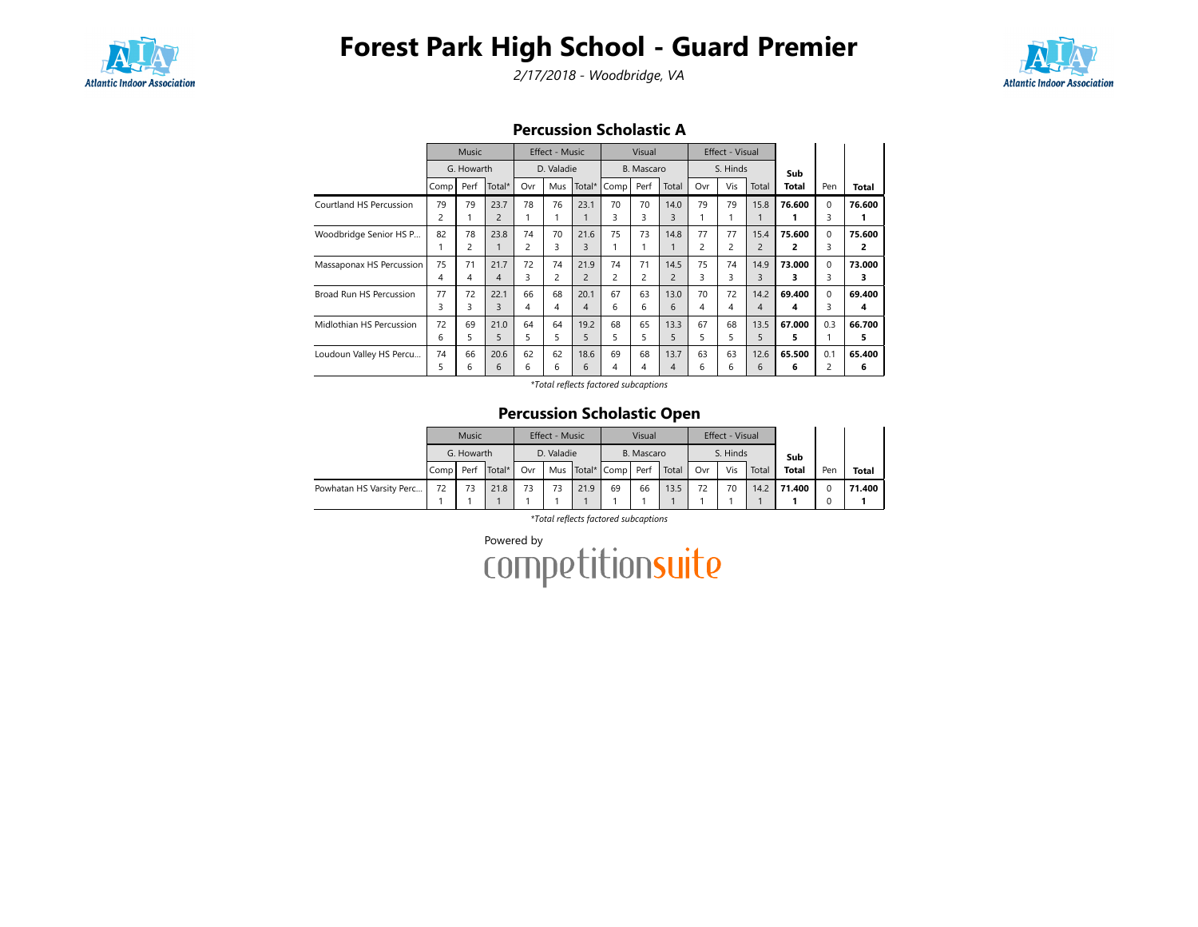# Forest Park High School - Guard Premier

*2/17/2018 - Woodbridge, VA*

## Percussion Scholastic A

| | Music | | | Effect - Music | | | Visual | | | Effect - Visual | | | Sub | | |
|---|---|---|---|---|---|---|---|---|---|---|---|---|---|---|---|
| | G. Howarth | | | D. Valadie | | | B. Mascaro | | | S. Hinds | | | | | |
| | Comp | Perf | Total* | Ovr | Mus | Total* | Comp | Perf | Total | Ovr | Vis | Total | Total | Pen | Total |
| Courtland HS Percussion | 79<br>2 | 79<br>1 | 23.7<br>2 | 78<br>1 | 76<br>1 | 23.1<br>1 | 70<br>3 | 70<br>3 | 14.0<br>3 | 79<br>1 | 79<br>1 | 15.8<br>1 | **76.600**<br>**1** | 0<br>3 | **76.600**<br>**1** |
| Woodbridge Senior HS P... | 82<br>1 | 78<br>2 | 23.8<br>1 | 74<br>2 | 70<br>3 | 21.6<br>3 | 75<br>1 | 73<br>1 | 14.8<br>1 | 77<br>2 | 77<br>2 | 15.4<br>2 | **75.600**<br>**2** | 0<br>3 | **75.600**<br>**2** |
| Massaponax HS Percussion | 75<br>4 | 71<br>4 | 21.7<br>4 | 72<br>3 | 74<br>2 | 21.9<br>2 | 74<br>2 | 71<br>2 | 14.5<br>2 | 75<br>3 | 74<br>3 | 14.9<br>3 | **73.000**<br>**3** | 0<br>3 | **73.000**<br>**3** |
| Broad Run HS Percussion | 77<br>3 | 72<br>3 | 22.1<br>3 | 66<br>4 | 68<br>4 | 20.1<br>4 | 67<br>6 | 63<br>6 | 13.0<br>6 | 70<br>4 | 72<br>4 | 14.2<br>4 | **69.400**<br>**4** | 0<br>3 | **69.400**<br>**4** |
| Midlothian HS Percussion | 72<br>6 | 69<br>5 | 21.0<br>5 | 64<br>5 | 64<br>5 | 19.2<br>5 | 68<br>5 | 65<br>5 | 13.3<br>5 | 67<br>5 | 68<br>5 | 13.5<br>5 | **67.000**<br>**5** | 0.3<br>1 | **66.700**<br>**5** |
| Loudoun Valley HS Percu... | 74<br>5 | 66<br>6 | 20.6<br>6 | 62<br>6 | 62<br>6 | 18.6<br>6 | 69<br>4 | 68<br>4 | 13.7<br>4 | 63<br>6 | 63<br>6 | 12.6<br>6 | **65.500**<br>**6** | 0.1<br>2 | **65.400**<br>**6** |

*Total reflects factored subcaptions

## Percussion Scholastic Open

| | Music | | | Effect - Music | | | Visual | | | Effect - Visual | | | Sub | | |
|---|---|---|---|---|---|---|---|---|---|---|---|---|---|---|---|
| | G. Howarth | | | D. Valadie | | | B. Mascaro | | | S. Hinds | | | | | |
| | Comp | Perf | Total* | Ovr | Mus | Total* | Comp | Perf | Total | Ovr | Vis | Total | Total | Pen | Total |
| Powhatan HS Varsity Perc... | 72<br>1 | 73<br>1 | 21.8<br>1 | 73<br>1 | 73<br>1 | 21.9<br>1 | 69<br>1 | 66<br>1 | 13.5<br>1 | 72<br>1 | 70<br>1 | 14.2<br>1 | **71.400**<br>**1** | 0<br>0 | **71.400**<br>**1** |

*Total reflects factored subcaptions

Powered by competitionsuite